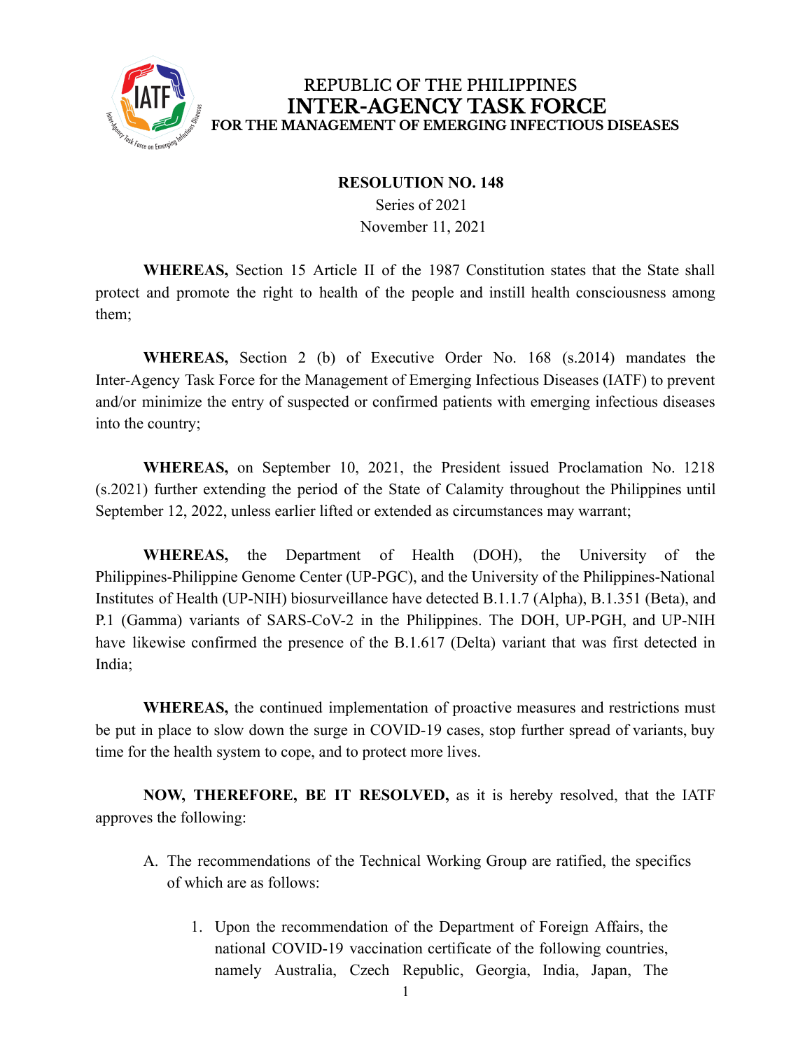# REPUBLIC OF THE PHILIPPINES
# INTER-AGENCY TASK FORCE
## FOR THE MANAGEMENT OF EMERGING INFECTIOUS DISEASES

**RESOLUTION NO. 148**
Series of 2021
November 11, 2021

**WHEREAS,** Section 15 Article II of the 1987 Constitution states that the State shall protect and promote the right to health of the people and instill health consciousness among them;

**WHEREAS,** Section 2 (b) of Executive Order No. 168 (s.2014) mandates the Inter-Agency Task Force for the Management of Emerging Infectious Diseases (IATF) to prevent and/or minimize the entry of suspected or confirmed patients with emerging infectious diseases into the country;

**WHEREAS,** on September 10, 2021, the President issued Proclamation No. 1218 (s.2021) further extending the period of the State of Calamity throughout the Philippines until September 12, 2022, unless earlier lifted or extended as circumstances may warrant;

**WHEREAS,** the Department of Health (DOH), the University of the Philippines-Philippine Genome Center (UP-PGC), and the University of the Philippines-National Institutes of Health (UP-NIH) biosurveillance have detected B.1.1.7 (Alpha), B.1.351 (Beta), and P.1 (Gamma) variants of SARS-CoV-2 in the Philippines. The DOH, UP-PGH, and UP-NIH have likewise confirmed the presence of the B.1.617 (Delta) variant that was first detected in India;

**WHEREAS,** the continued implementation of proactive measures and restrictions must be put in place to slow down the surge in COVID-19 cases, stop further spread of variants, buy time for the health system to cope, and to protect more lives.

**NOW, THEREFORE, BE IT RESOLVED,** as it is hereby resolved, that the IATF approves the following:

A. The recommendations of the Technical Working Group are ratified, the specifics of which are as follows:

   1. Upon the recommendation of the Department of Foreign Affairs, the national COVID-19 vaccination certificate of the following countries, namely Australia, Czech Republic, Georgia, India, Japan, The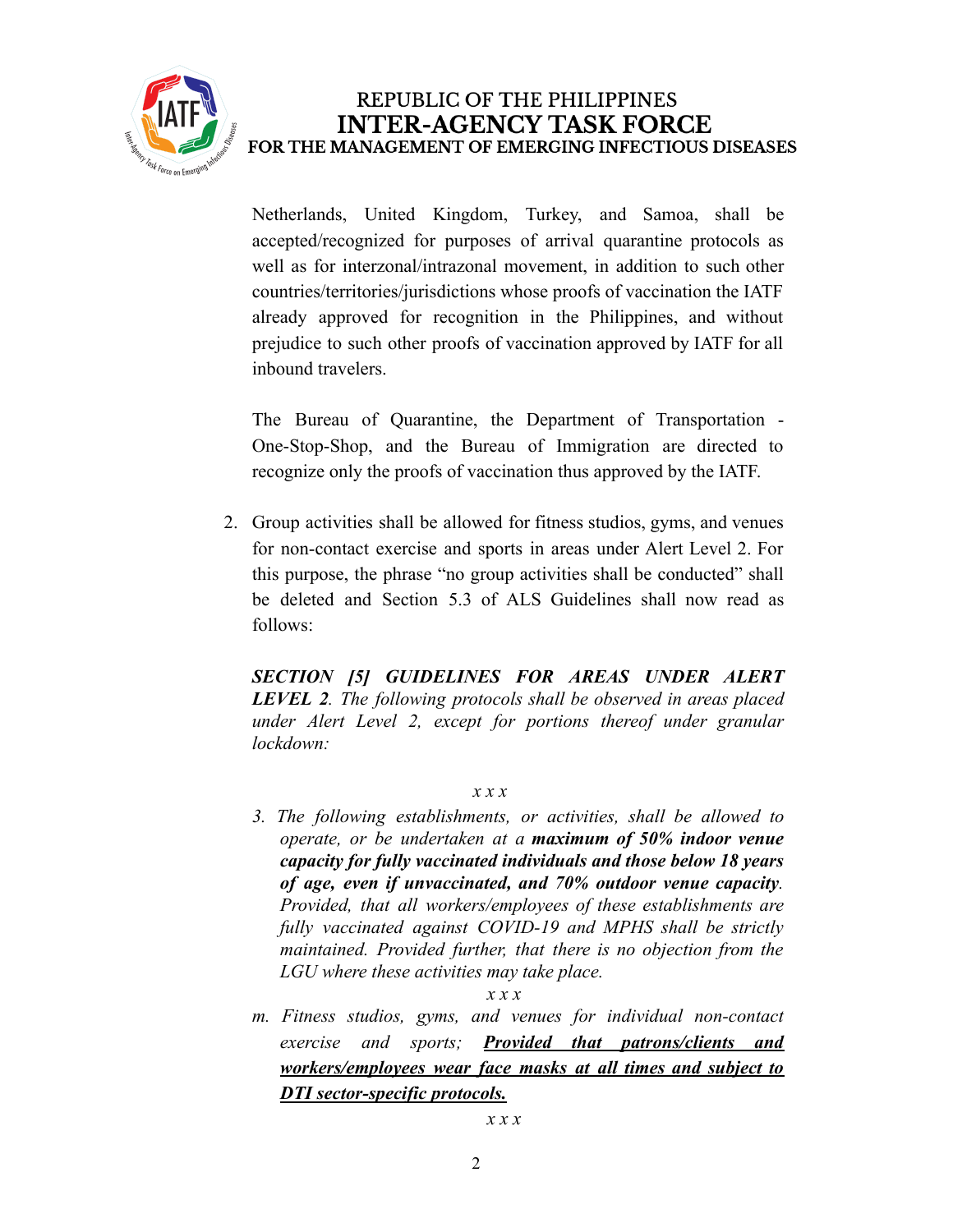Netherlands, United Kingdom, Turkey, and Samoa, shall be accepted/recognized for purposes of arrival quarantine protocols as well as for interzonal/intrazonal movement, in addition to such other countries/territories/jurisdictions whose proofs of vaccination the IATF already approved for recognition in the Philippines, and without prejudice to such other proofs of vaccination approved by IATF for all inbound travelers.

The Bureau of Quarantine, the Department of Transportation - One-Stop-Shop, and the Bureau of Immigration are directed to recognize only the proofs of vaccination thus approved by the IATF.

2. Group activities shall be allowed for fitness studios, gyms, and venues for non-contact exercise and sports in areas under Alert Level 2. For this purpose, the phrase "no group activities shall be conducted" shall be deleted and Section 5.3 of ALS Guidelines shall now read as follows:

***SECTION [5] GUIDELINES FOR AREAS UNDER ALERT LEVEL 2****. The following protocols shall be observed in areas placed under Alert Level 2, except for portions thereof under granular lockdown:*

*x x x*

*3. The following establishments, or activities, shall be allowed to operate, or be undertaken at a* ***maximum of 50% indoor venue capacity for fully vaccinated individuals and those below 18 years of age, even if unvaccinated, and 70% outdoor venue capacity****. Provided, that all workers/employees of these establishments are fully vaccinated against COVID-19 and MPHS shall be strictly maintained. Provided further, that there is no objection from the LGU where these activities may take place.*

*x x x*

*m. Fitness studios, gyms, and venues for individual non-contact exercise and sports;* ***<u>Provided that patrons/clients and workers/employees wear face masks at all times and subject to DTI sector-specific protocols.</u>***

*x x x*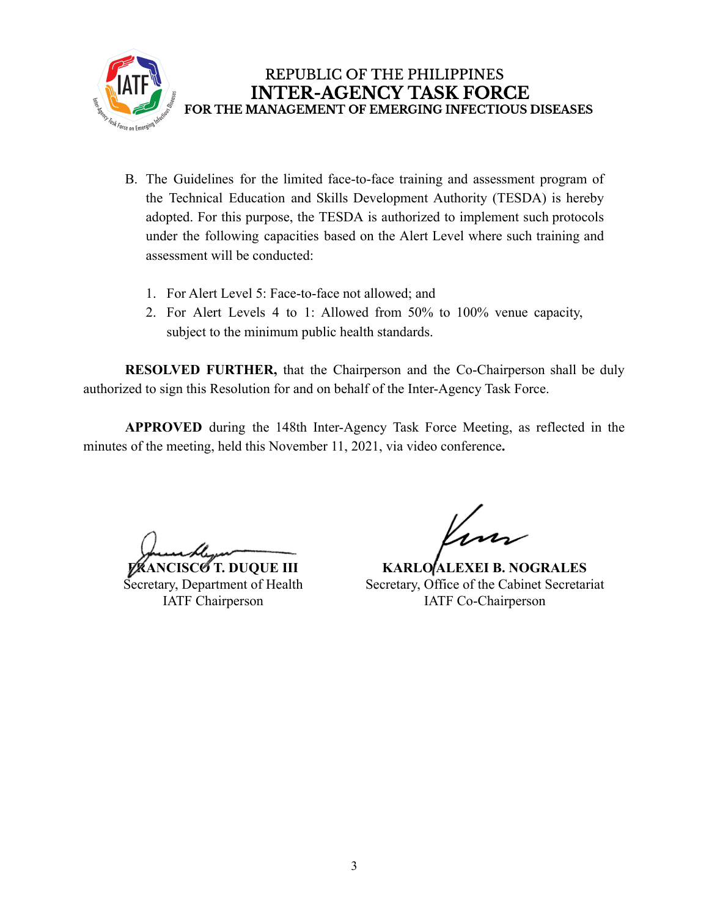B. The Guidelines for the limited face-to-face training and assessment program of the Technical Education and Skills Development Authority (TESDA) is hereby adopted. For this purpose, the TESDA is authorized to implement such protocols under the following capacities based on the Alert Level where such training and assessment will be conducted:

   1. For Alert Level 5: Face-to-face not allowed; and
   2. For Alert Levels 4 to 1: Allowed from 50% to 100% venue capacity, subject to the minimum public health standards.

**RESOLVED FURTHER,** that the Chairperson and the Co-Chairperson shall be duly authorized to sign this Resolution for and on behalf of the Inter-Agency Task Force.

**APPROVED** during the 148th Inter-Agency Task Force Meeting, as reflected in the minutes of the meeting, held this November 11, 2021, via video conference**.**

**FRANCISCO T. DUQUE III**
Secretary, Department of Health
IATF Chairperson

**KARLO ALEXEI B. NOGRALES**
Secretary, Office of the Cabinet Secretariat
IATF Co-Chairperson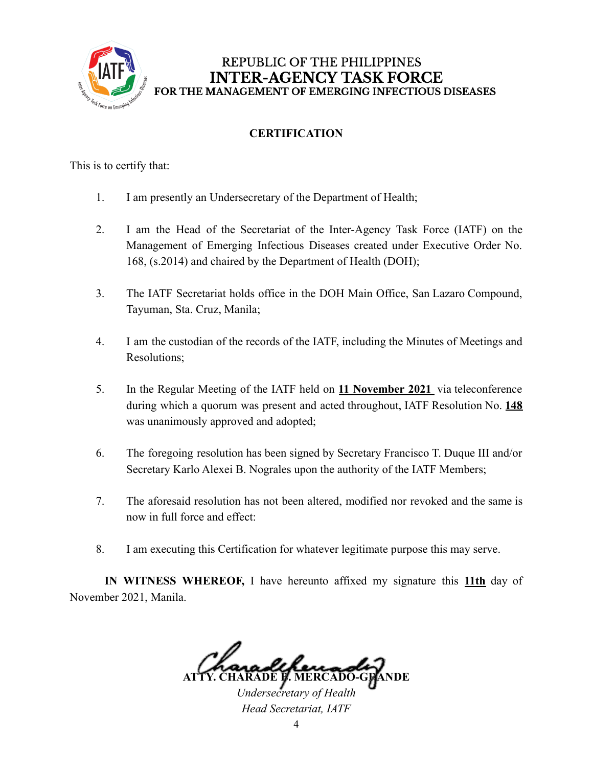REPUBLIC OF THE PHILIPPINES

**INTER-AGENCY TASK FORCE**

**FOR THE MANAGEMENT OF EMERGING INFECTIOUS DISEASES**

## CERTIFICATION

This is to certify that:

1. I am presently an Undersecretary of the Department of Health;

2. I am the Head of the Secretariat of the Inter-Agency Task Force (IATF) on the Management of Emerging Infectious Diseases created under Executive Order No. 168, (s.2014) and chaired by the Department of Health (DOH);

3. The IATF Secretariat holds office in the DOH Main Office, San Lazaro Compound, Tayuman, Sta. Cruz, Manila;

4. I am the custodian of the records of the IATF, including the Minutes of Meetings and Resolutions;

5. In the Regular Meeting of the IATF held on **11 November 2021** via teleconference during which a quorum was present and acted throughout, IATF Resolution No. **148** was unanimously approved and adopted;

6. The foregoing resolution has been signed by Secretary Francisco T. Duque III and/or Secretary Karlo Alexei B. Nograles upon the authority of the IATF Members;

7. The aforesaid resolution has not been altered, modified nor revoked and the same is now in full force and effect:

8. I am executing this Certification for whatever legitimate purpose this may serve.

**IN WITNESS WHEREOF,** I have hereunto affixed my signature this **11th** day of November 2021, Manila.

**ATTY. CHARADE B. MERCADO-GRANDE**

*Undersecretary of Health*

*Head Secretariat, IATF*